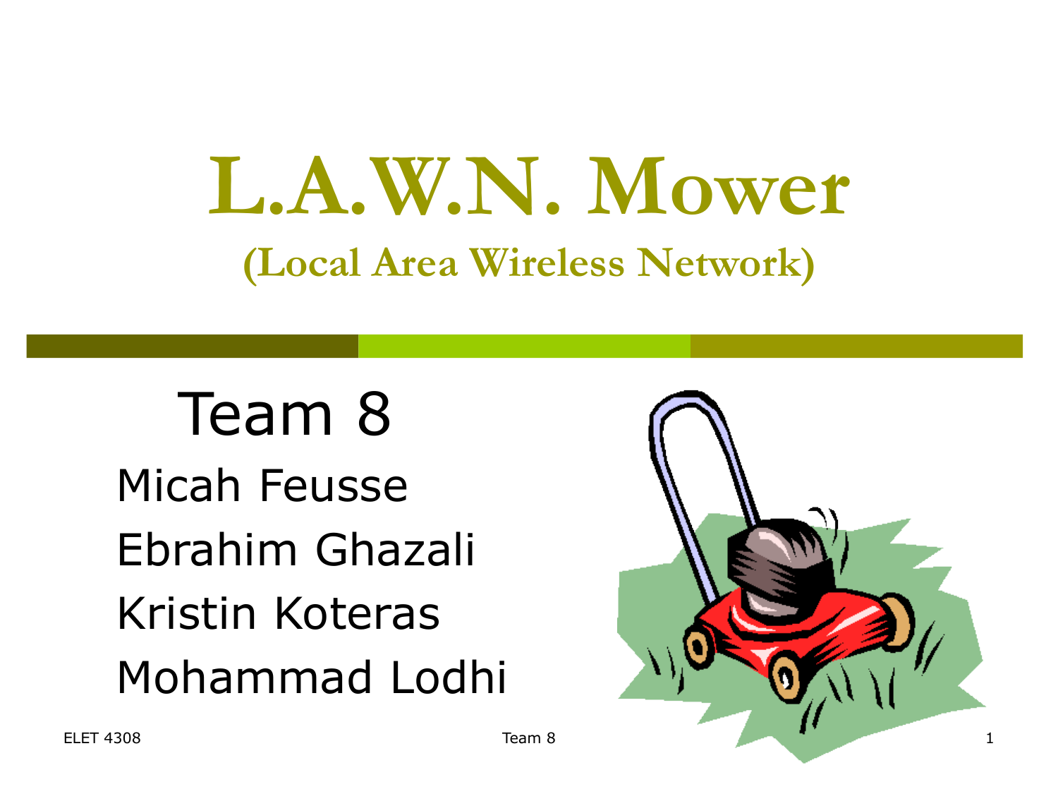# L.A.W.N. Mower

## (Local Area Wireless Network)

### Team 8

Micah Feusse

Ebrahim Ghazali

Kristin Koteras

Mohammad Lodhi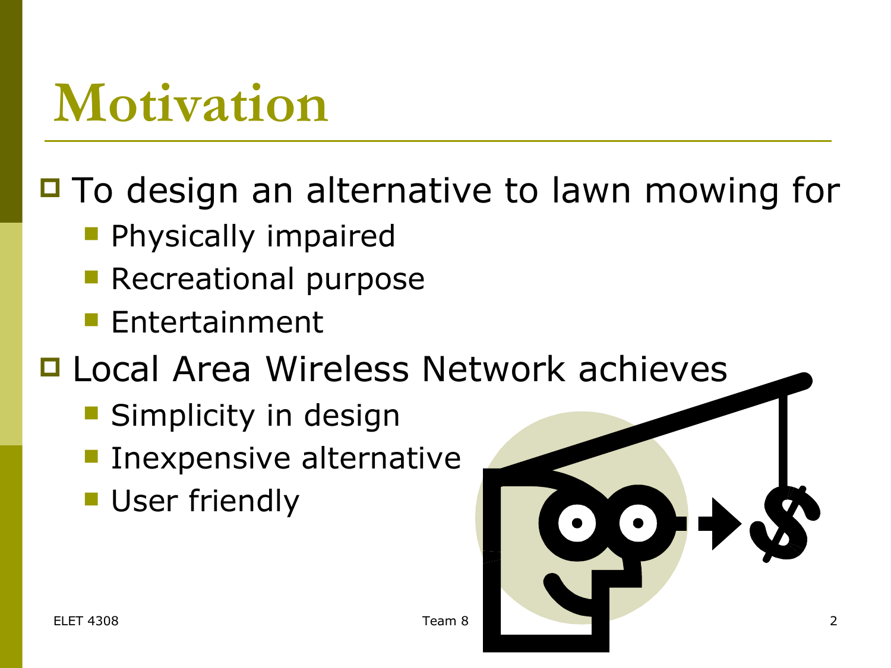# Motivation

- To design an alternative to lawn mowing for
  - Physically impaired
  - Recreational purpose
  - Entertainment
- Local Area Wireless Network achieves
  - Simplicity in design
  - Inexpensive alternative
  - User friendly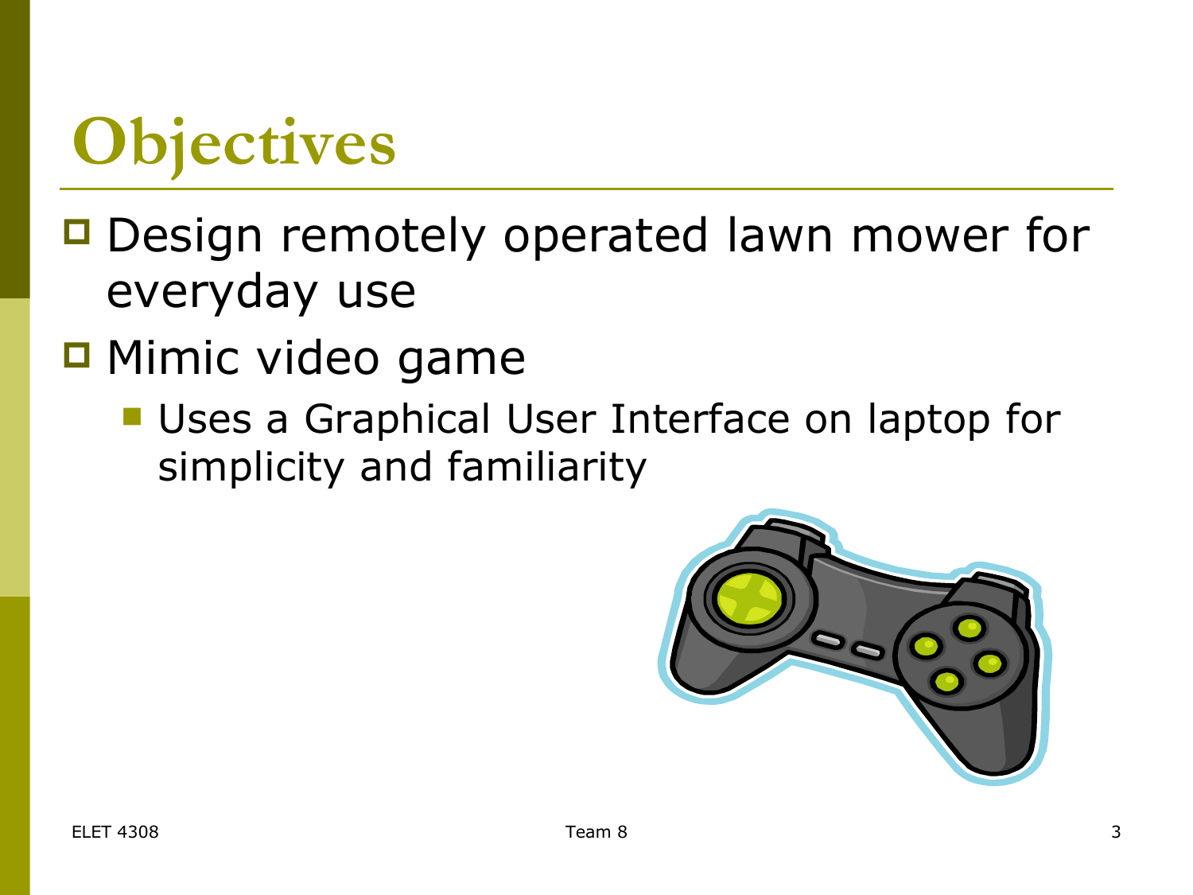# Objectives

- Design remotely operated lawn mower for everyday use
- Mimic video game
  - Uses a Graphical User Interface on laptop for simplicity and familiarity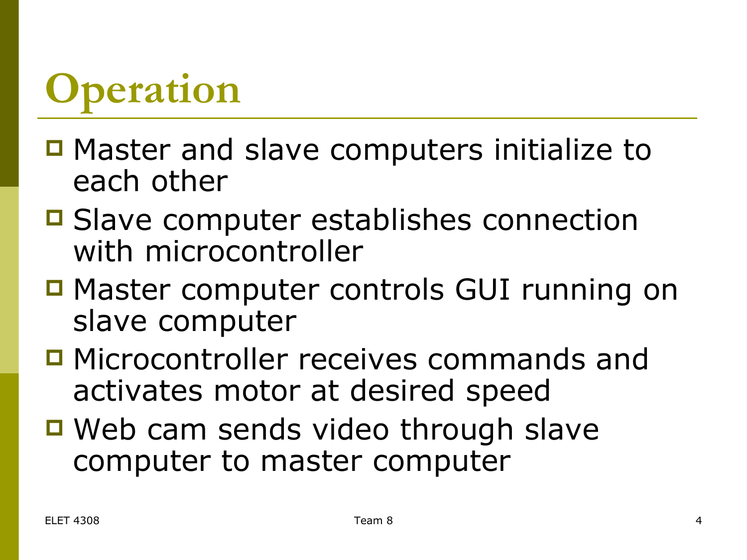# Operation

- Master and slave computers initialize to each other
- Slave computer establishes connection with microcontroller
- Master computer controls GUI running on slave computer
- Microcontroller receives commands and activates motor at desired speed
- Web cam sends video through slave computer to master computer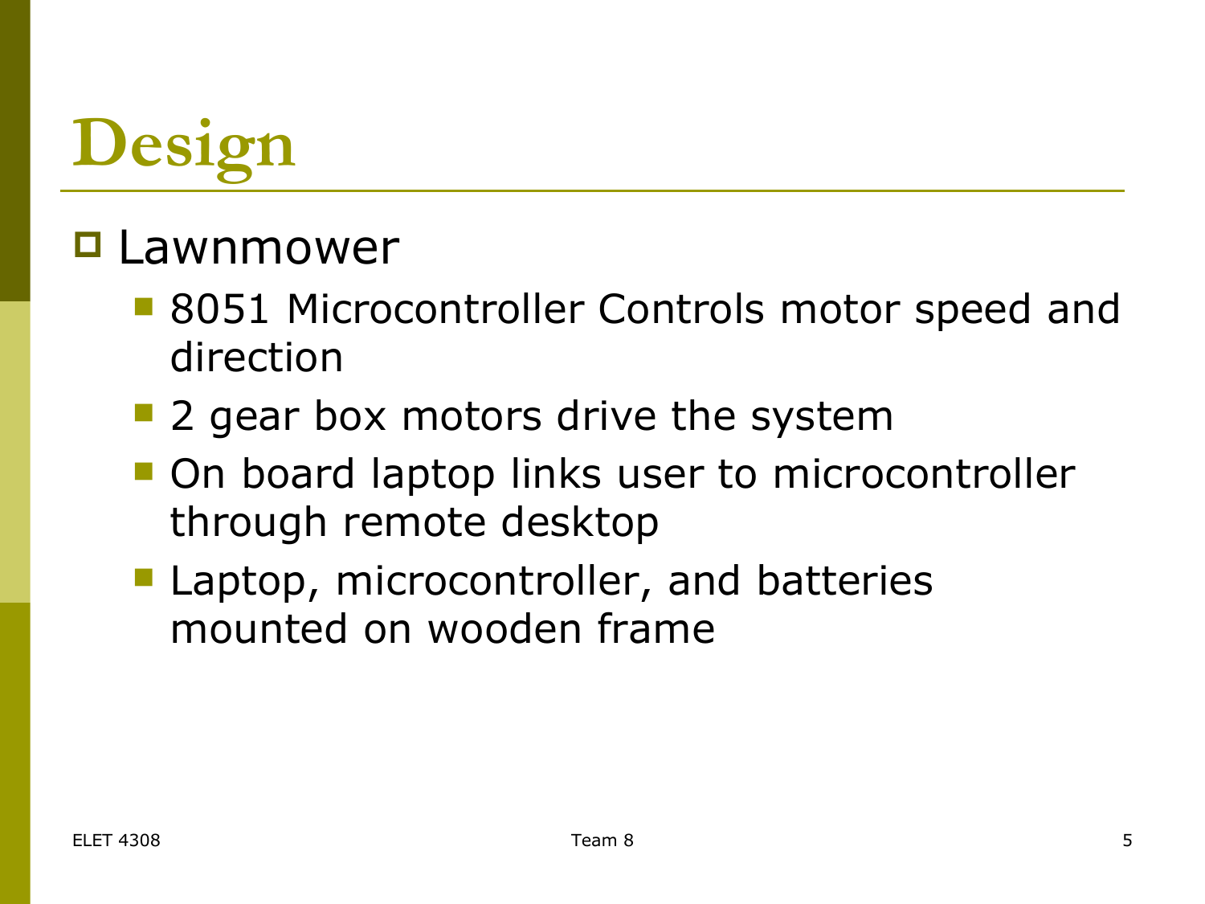# Design

- Lawnmower
  - 8051 Microcontroller Controls motor speed and direction
  - 2 gear box motors drive the system
  - On board laptop links user to microcontroller through remote desktop
  - Laptop, microcontroller, and batteries mounted on wooden frame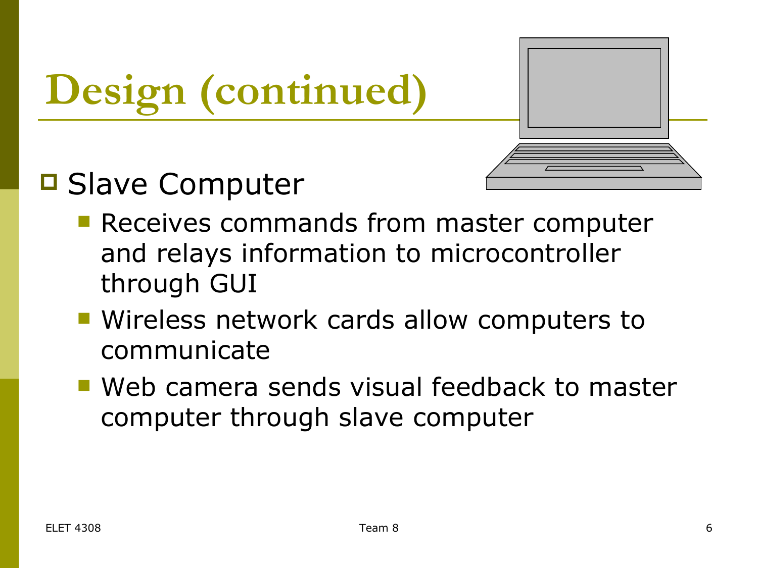# Design (continued)

- Slave Computer
  - Receives commands from master computer and relays information to microcontroller through GUI
  - Wireless network cards allow computers to communicate
  - Web camera sends visual feedback to master computer through slave computer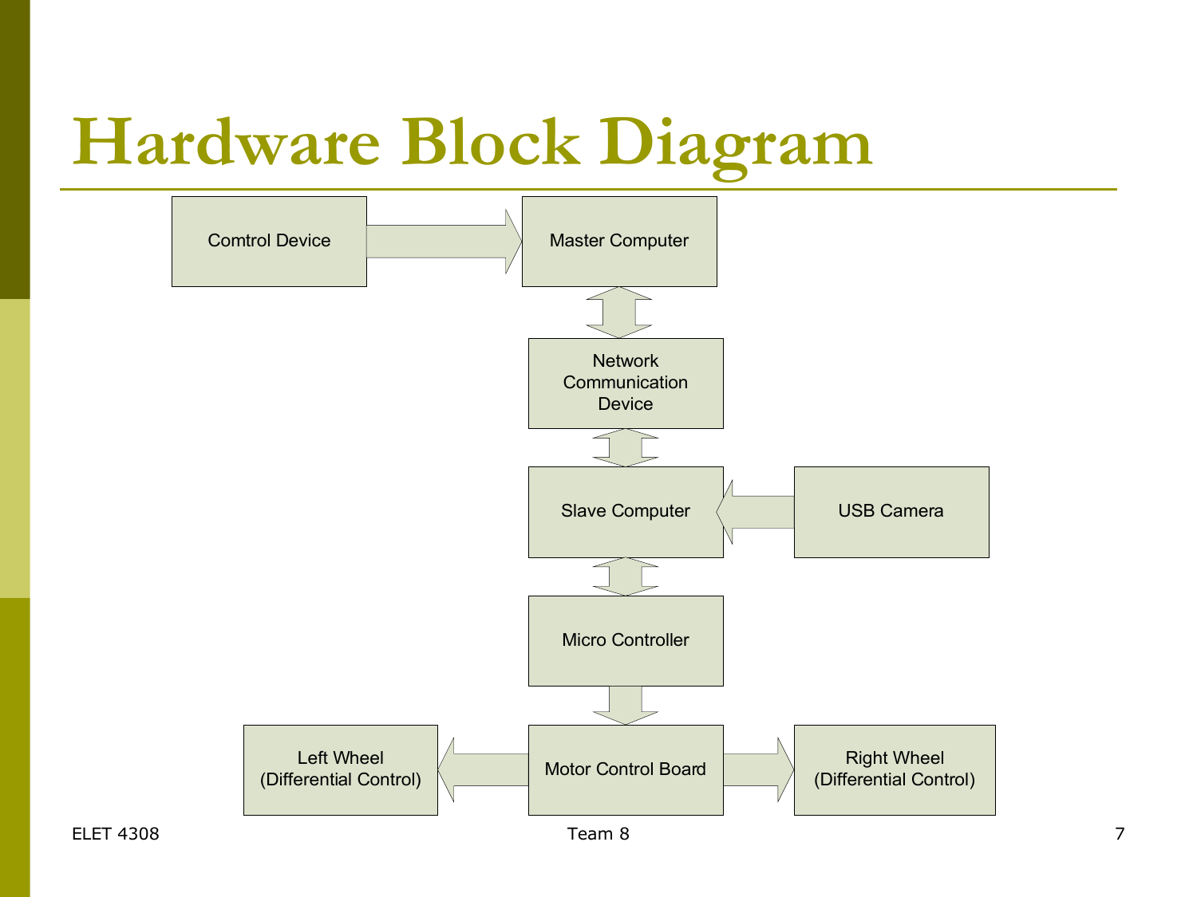# Hardware Block Diagram

Comtrol Device

Master Computer

Network Communication Device

Slave Computer

USB Camera

Micro Controller

Left Wheel (Differential Control)

Motor Control Board

Right Wheel (Differential Control)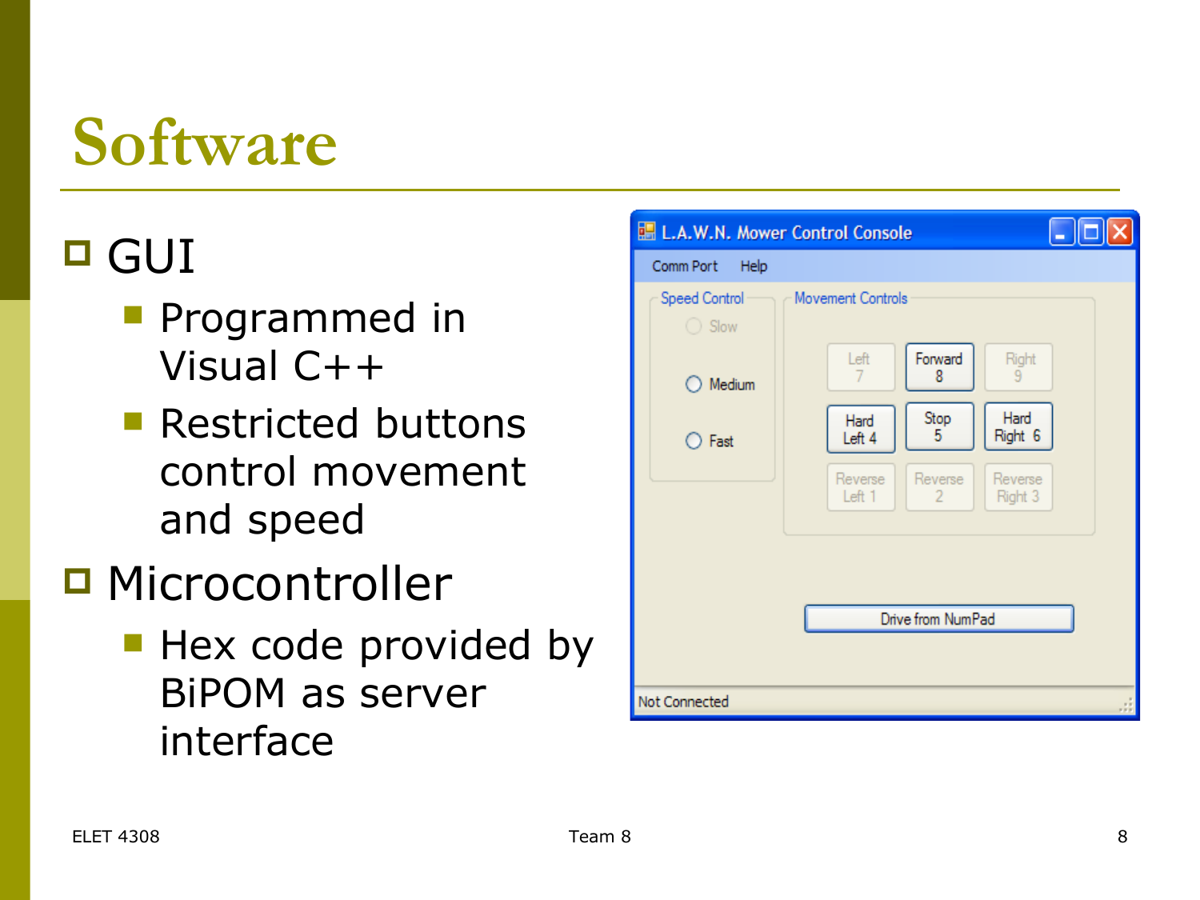# Software

- GUI
  - Programmed in Visual C++
  - Restricted buttons control movement and speed
- Microcontroller
  - Hex code provided by BiPOM as server interface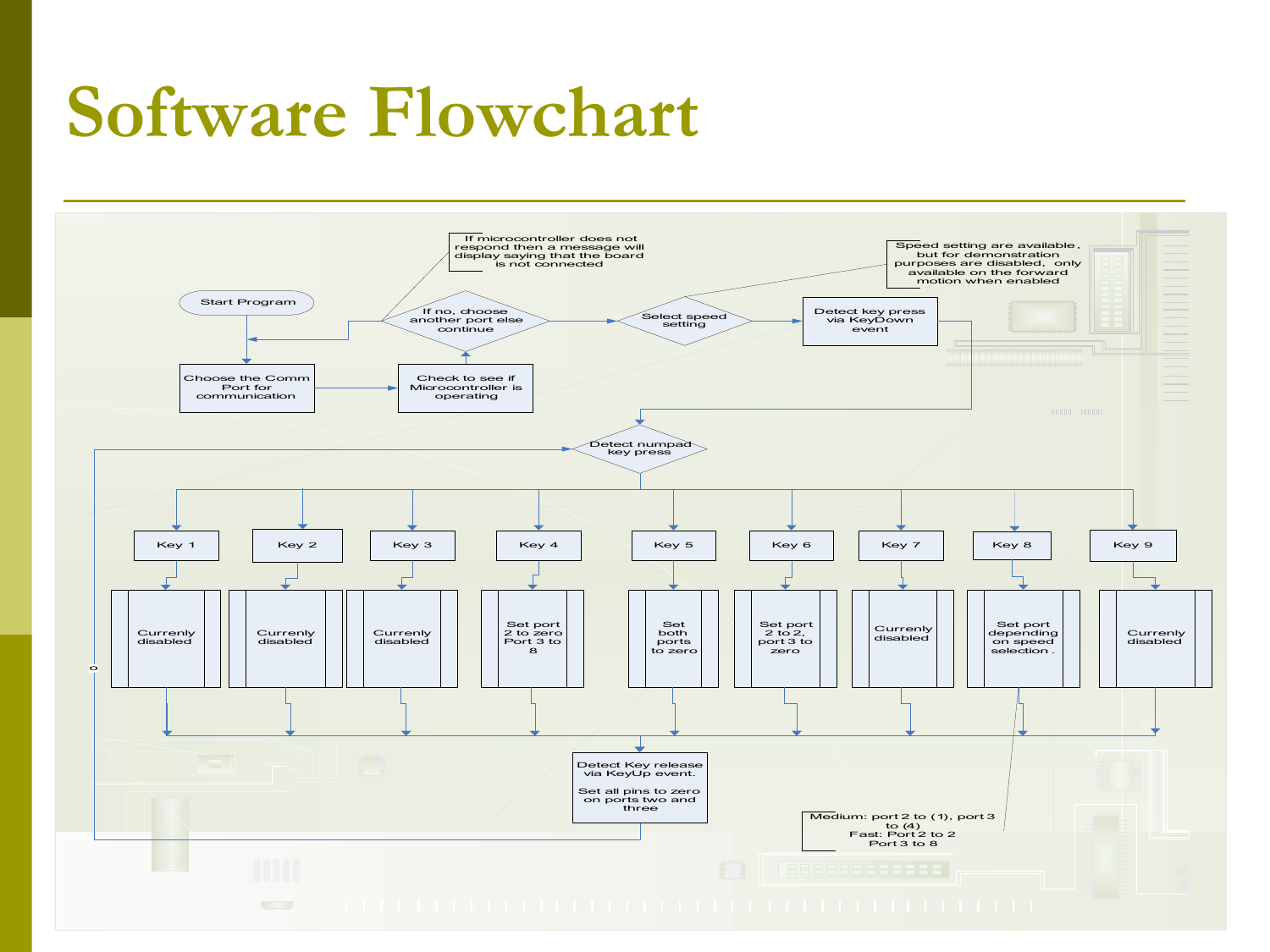# Software Flowchart

Start Program

Choose the Comm Port for communication

Check to see if Microcontroller is operating

If no, choose another port else continue

If microcontroller does not respond then a message will display saying that the board is not connected

Select speed setting

Speed setting are available, but for demonstration purposes are disabled, only available on the forward motion when enabled

Detect key press via KeyDown event

Detect numpad key press

Key 1 – Currenly disabled

Key 2 – Currenly disabled

Key 3 – Currenly disabled

Key 4 – Set port 2 to zero Port 3 to 8

Key 5 – Set both ports to zero

Key 6 – Set port 2 to 2, port 3 to zero

Key 7 – Currenly disabled

Key 8 – Set port depending on speed selection.

Key 9 – Currenly disabled

Medium: port 2 to (1), port 3 to (4)
Fast: Port 2 to 2
Port 3 to 8

Detect Key release via KeyUp event.

Set all pins to zero on ports two and three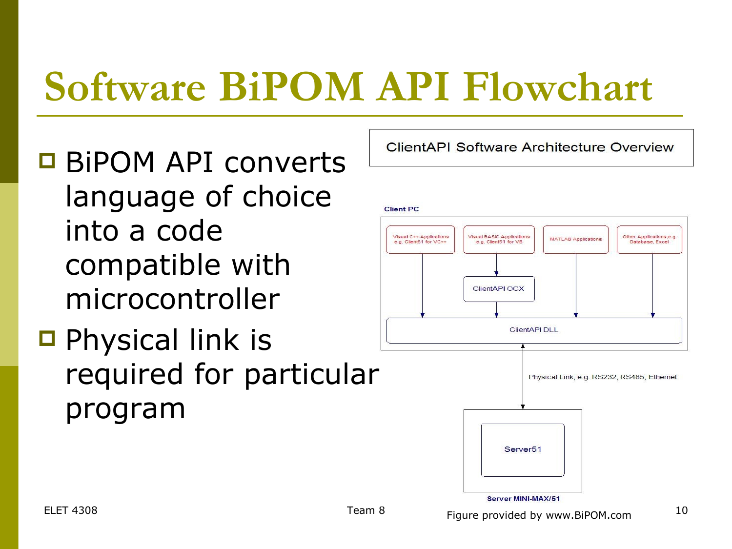# Software BiPOM API Flowchart

- BiPOM API converts language of choice into a code compatible with microcontroller
- Physical link is required for particular program

ClientAPI Software Architecture Overview

Client PC

Visual C++ Applications e.g. Client51 for VC++

Visual BASIC Applications e.g. Client51 for VB

MATLAB Applications

Other Applications,e.g. Database, Excel

ClientAPI OCX

ClientAPI DLL

Physical Link, e.g. RS232, RS485, Ethernet

Server51

Server MINI-MAX/51

Figure provided by www.BiPOM.com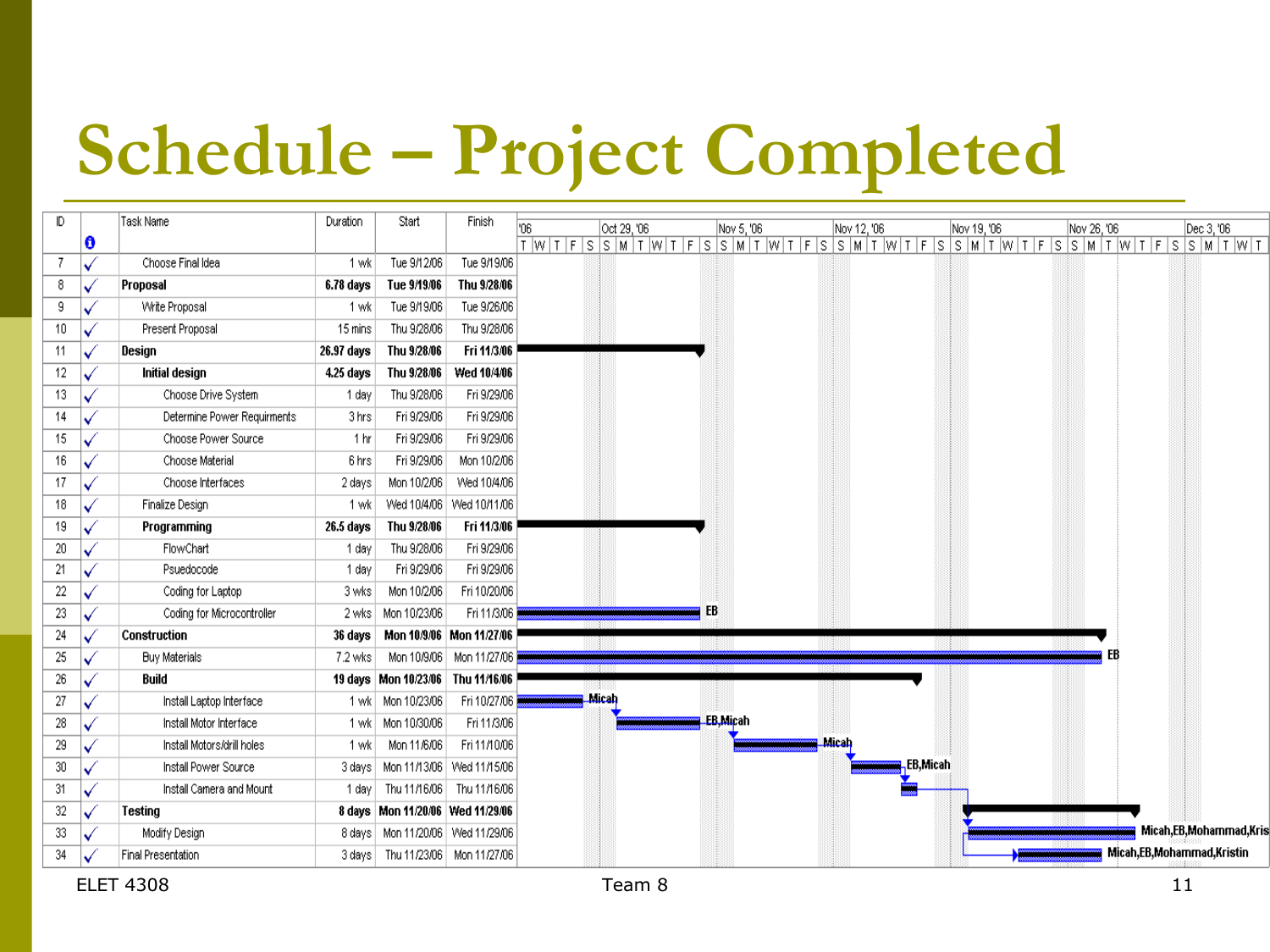# Schedule – Project Completed

| ID | | Task Name | Duration | Start | Finish |
|---|---|---|---|---|---|
| 7 | ✓ | Choose Final Idea | 1 wk | Tue 9/12/06 | Tue 9/19/06 |
| 8 | ✓ | **Proposal** | **6.78 days** | **Tue 9/19/06** | **Thu 9/28/06** |
| 9 | ✓ | Write Proposal | 1 wk | Tue 9/19/06 | Tue 9/26/06 |
| 10 | ✓ | Present Proposal | 15 mins | Thu 9/28/06 | Thu 9/28/06 |
| 11 | ✓ | **Design** | **26.97 days** | **Thu 9/28/06** | **Fri 11/3/06** |
| 12 | ✓ | **Initial design** | **4.25 days** | **Thu 9/28/06** | **Wed 10/4/06** |
| 13 | ✓ | Choose Drive System | 1 day | Thu 9/28/06 | Fri 9/29/06 |
| 14 | ✓ | Determine Power Requirments | 3 hrs | Fri 9/29/06 | Fri 9/29/06 |
| 15 | ✓ | Choose Power Source | 1 hr | Fri 9/29/06 | Fri 9/29/06 |
| 16 | ✓ | Choose Material | 6 hrs | Fri 9/29/06 | Mon 10/2/06 |
| 17 | ✓ | Choose Interfaces | 2 days | Mon 10/2/06 | Wed 10/4/06 |
| 18 | ✓ | Finalize Design | 1 wk | Wed 10/4/06 | Wed 10/11/06 |
| 19 | ✓ | **Programming** | **26.5 days** | **Thu 9/28/06** | **Fri 11/3/06** |
| 20 | ✓ | FlowChart | 1 day | Thu 9/28/06 | Fri 9/29/06 |
| 21 | ✓ | Psuedocode | 1 day | Fri 9/29/06 | Fri 9/29/06 |
| 22 | ✓ | Coding for Laptop | 3 wks | Mon 10/2/06 | Fri 10/20/06 |
| 23 | ✓ | Coding for Microcontroller | 2 wks | Mon 10/23/06 | Fri 11/3/06 |
| 24 | ✓ | **Construction** | **36 days** | **Mon 10/9/06** | **Mon 11/27/06** |
| 25 | ✓ | Buy Materials | 7.2 wks | Mon 10/9/06 | Mon 11/27/06 |
| 26 | ✓ | **Build** | **19 days** | **Mon 10/23/06** | **Thu 11/16/06** |
| 27 | ✓ | Install Laptop Interface | 1 wk | Mon 10/23/06 | Fri 10/27/06 |
| 28 | ✓ | Install Motor Interface | 1 wk | Mon 10/30/06 | Fri 11/3/06 |
| 29 | ✓ | Install Motors/drill holes | 1 wk | Mon 11/6/06 | Fri 11/10/06 |
| 30 | ✓ | Install Power Source | 3 days | Mon 11/13/06 | Wed 11/15/06 |
| 31 | ✓ | Install Camera and Mount | 1 day | Thu 11/16/06 | Thu 11/16/06 |
| 32 | ✓ | **Testing** | **8 days** | **Mon 11/20/06** | **Wed 11/29/06** |
| 33 | ✓ | Modify Design | 8 days | Mon 11/20/06 | Wed 11/29/06 |
| 34 | ✓ | Final Presentation | 3 days | Thu 11/23/06 | Mon 11/27/06 |

Gantt resource labels: 23 – EB; 25 – EB; 27 – Micah; 28 – EB,Micah; 29 – Micah; 30 – EB,Micah; 33 – Micah,EB,Mohammad,Kris; 34 – Micah,EB,Mohammad,Kristin

ELET 4308 Team 8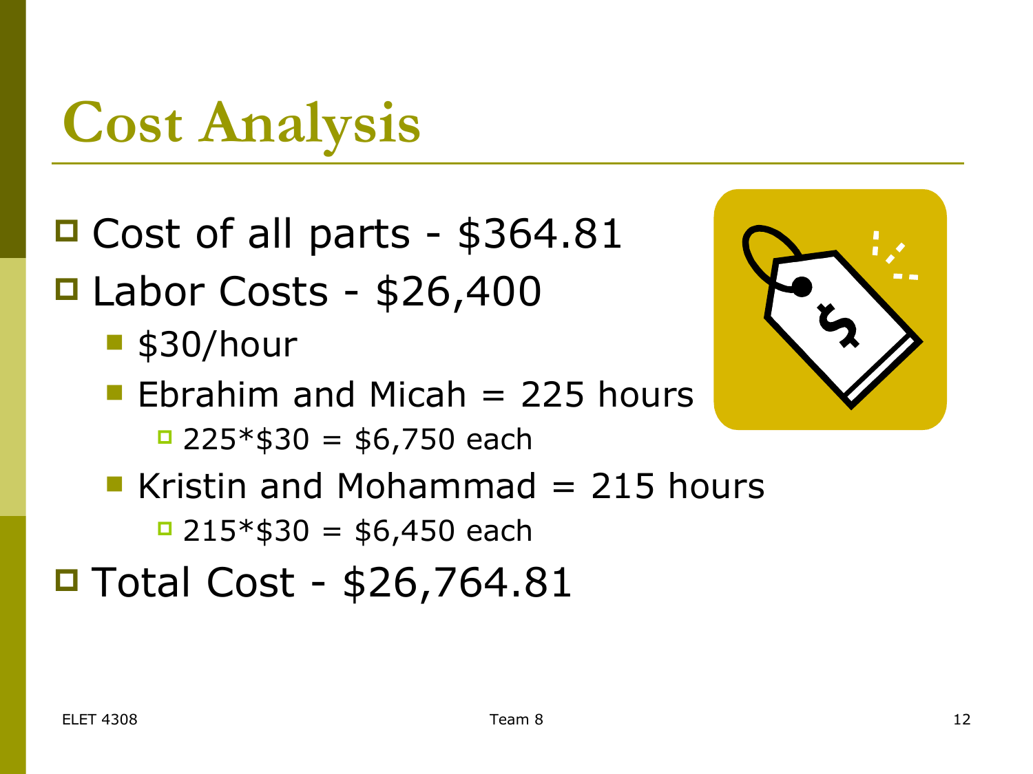# Cost Analysis

- Cost of all parts - $364.81
- Labor Costs - $26,400
  - $30/hour
  - Ebrahim and Micah = 225 hours
    - 225*$30 = $6,750 each
  - Kristin and Mohammad = 215 hours
    - 215*$30 = $6,450 each
- Total Cost - $26,764.81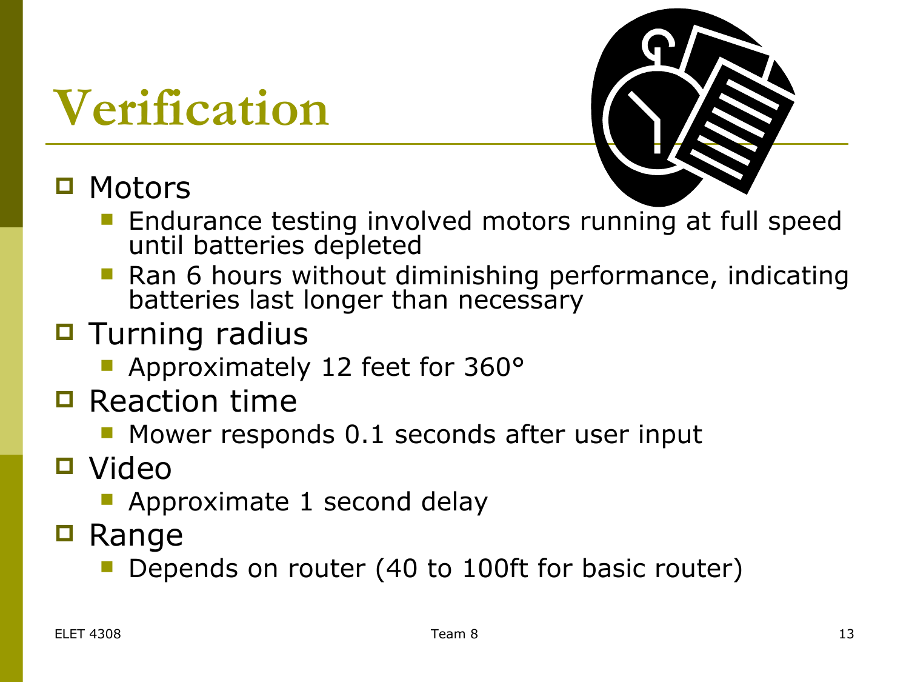# Verification

- Motors
  - Endurance testing involved motors running at full speed until batteries depleted
  - Ran 6 hours without diminishing performance, indicating batteries last longer than necessary
- Turning radius
  - Approximately 12 feet for 360°
- Reaction time
  - Mower responds 0.1 seconds after user input
- Video
  - Approximate 1 second delay
- Range
  - Depends on router (40 to 100ft for basic router)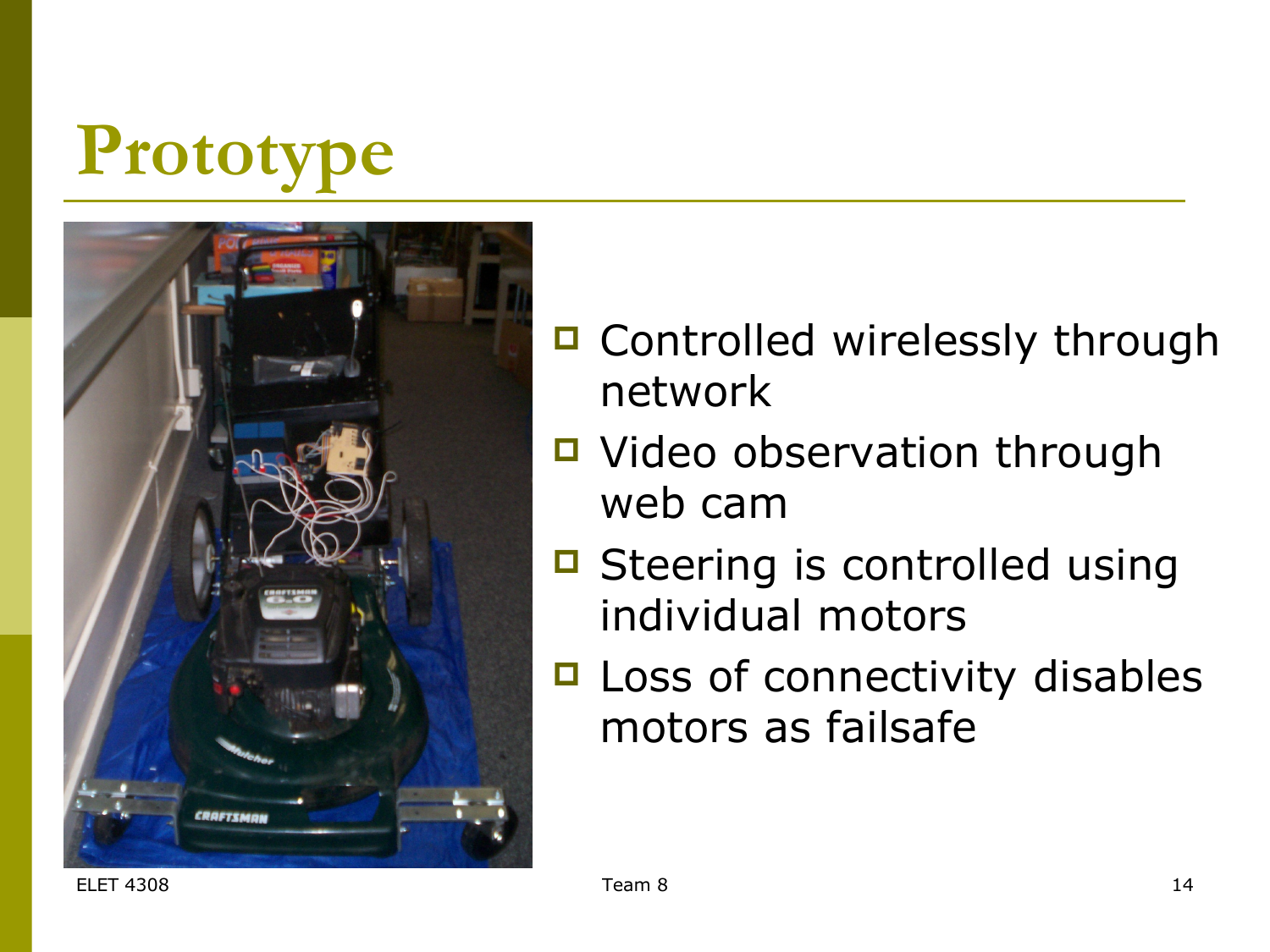# Prototype

- Controlled wirelessly through network
- Video observation through web cam
- Steering is controlled using individual motors
- Loss of connectivity disables motors as failsafe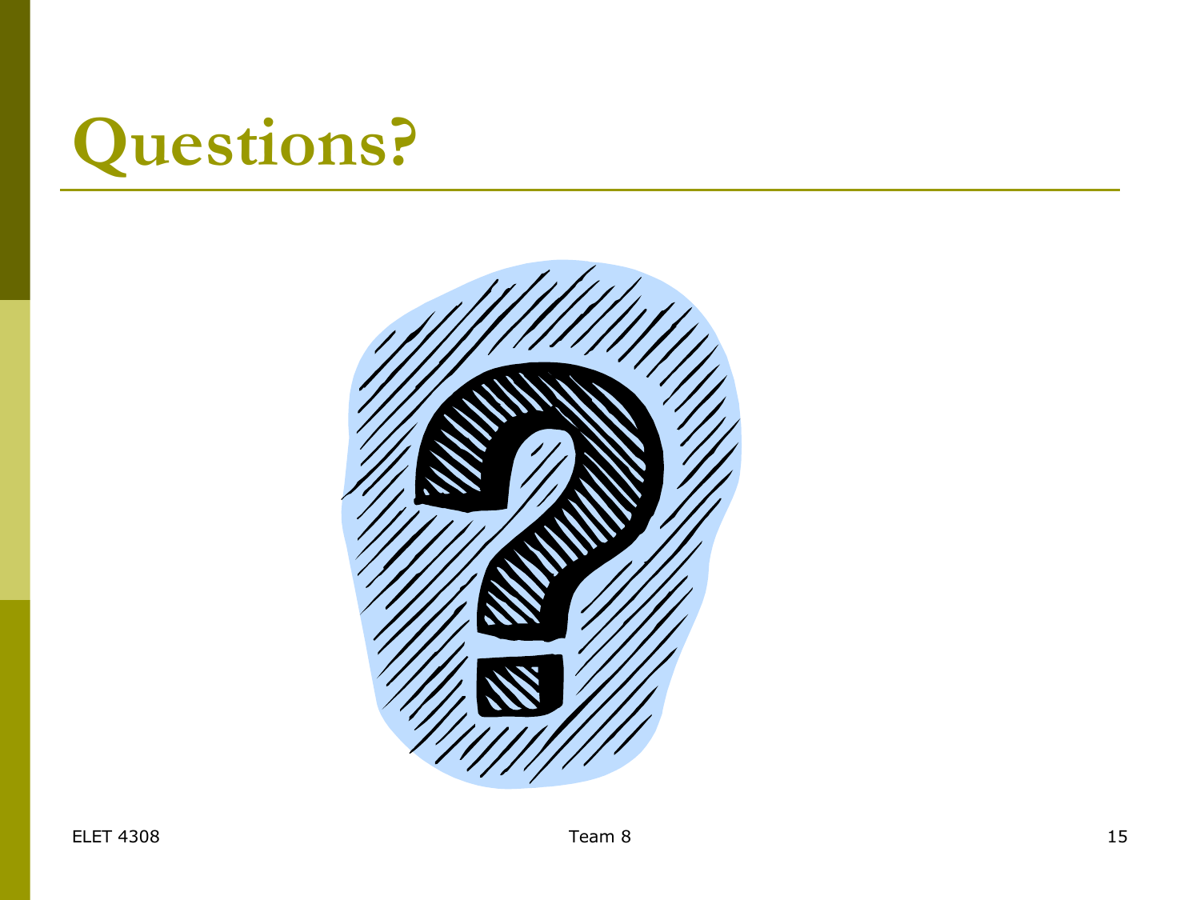# Questions?